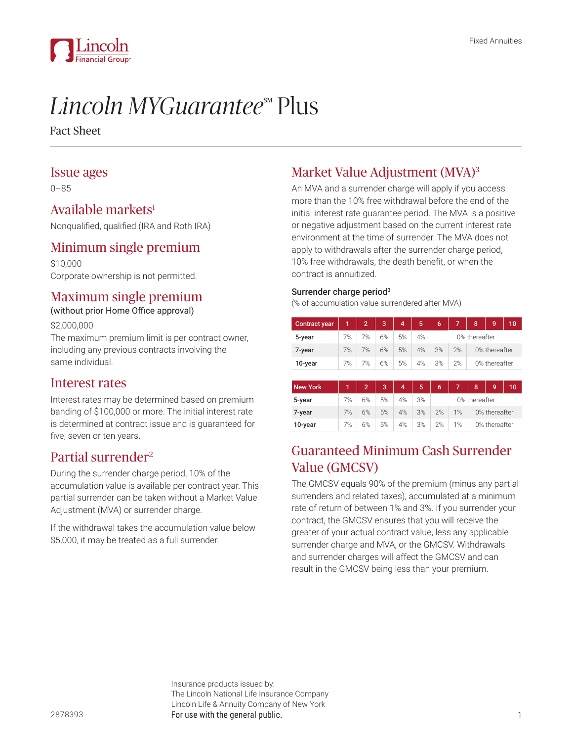# *Lincoln MYGuarantee*℠ Plus

Fact Sheet

## Issue ages

0–85

## Available markets[1]

Nonqualified, qualified (IRA and Roth IRA)

## Minimum single premium

$10,000

Corporate ownership is not permitted.

## Maximum single premium

(without prior Home Office approval)

$2,000,000

The maximum premium limit is per contract owner, including any previous contracts involving the same individual.

## Interest rates

Interest rates may be determined based on premium banding of $100,000 or more. The initial interest rate is determined at contract issue and is guaranteed for five, seven or ten years.

## Partial surrender[2]

During the surrender charge period, 10% of the accumulation value is available per contract year. This partial surrender can be taken without a Market Value Adjustment (MVA) or surrender charge.

If the withdrawal takes the accumulation value below $5,000, it may be treated as a full surrender.

## Market Value Adjustment (MVA)[3]

An MVA and a surrender charge will apply if you access more than the 10% free withdrawal before the end of the initial interest rate guarantee period. The MVA is a positive or negative adjustment based on the current interest rate environment at the time of surrender. The MVA does not apply to withdrawals after the surrender charge period, 10% free withdrawals, the death benefit, or when the contract is annuitized.

**Surrender charge period[3]**

(% of accumulation value surrendered after MVA)

| Contract year | 1 | 2 | 3 | 4 | 5 | 6 | 7 | 8 | 9 | 10 |
|---|---|---|---|---|---|---|---|---|---|---|
| **5-year** | 7% | 7% | 6% | 5% | 4% | 0% thereafter | | | | |
| **7-year** | 7% | 7% | 6% | 5% | 4% | 3% | 2% | 0% thereafter | | |
| **10-year** | 7% | 7% | 6% | 5% | 4% | 3% | 2% | 0% thereafter | | |

| New York | 1 | 2 | 3 | 4 | 5 | 6 | 7 | 8 | 9 | 10 |
|---|---|---|---|---|---|---|---|---|---|---|
| **5-year** | 7% | 6% | 5% | 4% | 3% | 0% thereafter | | | | |
| **7-year** | 7% | 6% | 5% | 4% | 3% | 2% | 1% | 0% thereafter | | |
| **10-year** | 7% | 6% | 5% | 4% | 3% | 2% | 1% | 0% thereafter | | |

## Guaranteed Minimum Cash Surrender Value (GMCSV)

The GMCSV equals 90% of the premium (minus any partial surrenders and related taxes), accumulated at a minimum rate of return of between 1% and 3%. If you surrender your contract, the GMCSV ensures that you will receive the greater of your actual contract value, less any applicable surrender charge and MVA, or the GMCSV. Withdrawals and surrender charges will affect the GMCSV and can result in the GMCSV being less than your premium.

Insurance products issued by:
The Lincoln National Life Insurance Company
Lincoln Life & Annuity Company of New York

**For use with the general public.**

2878393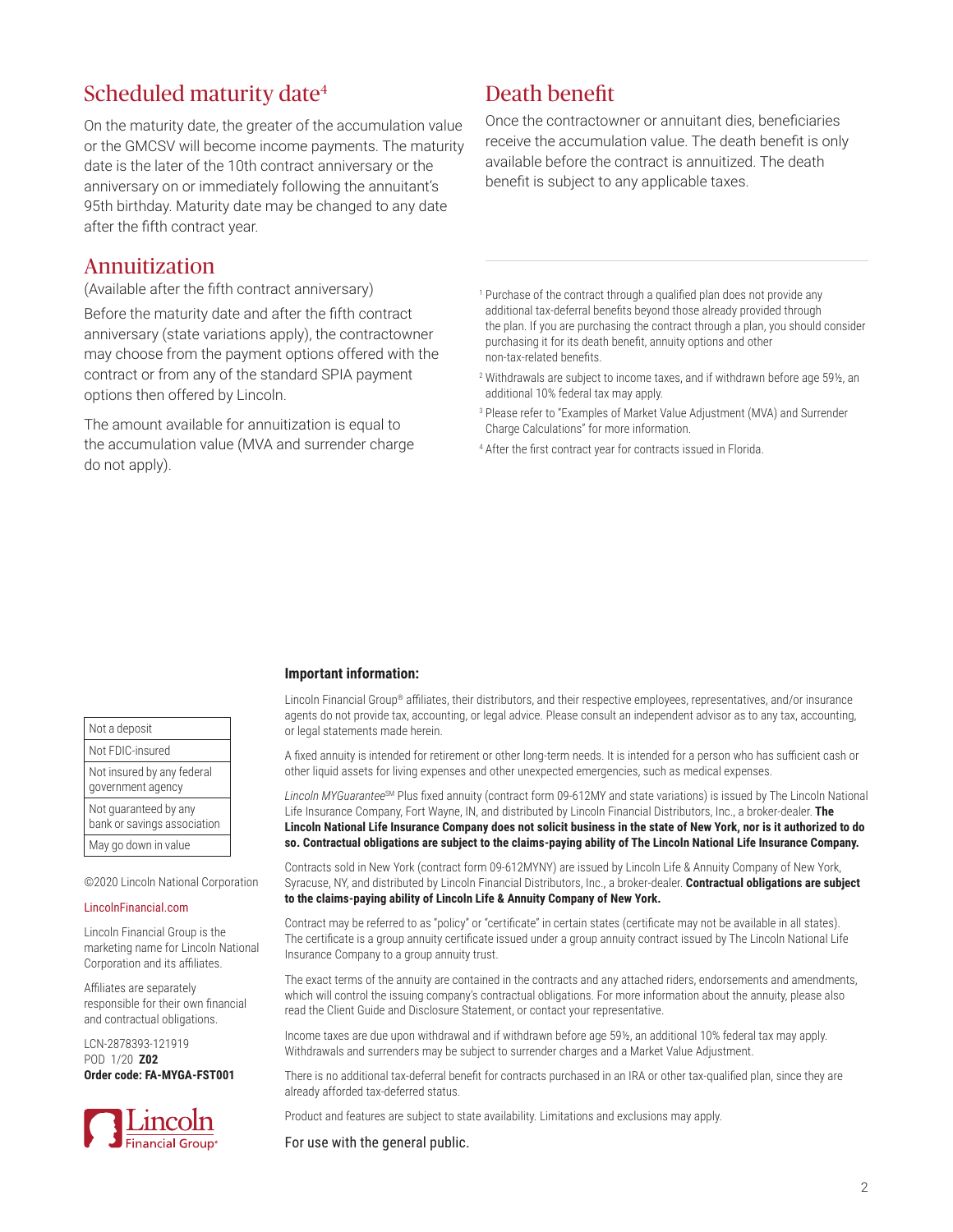## Scheduled maturity date[4]

On the maturity date, the greater of the accumulation value or the GMCSV will become income payments. The maturity date is the later of the 10th contract anniversary or the anniversary on or immediately following the annuitant's 95th birthday. Maturity date may be changed to any date after the fifth contract year.

## Annuitization

(Available after the fifth contract anniversary)

Before the maturity date and after the fifth contract anniversary (state variations apply), the contractowner may choose from the payment options offered with the contract or from any of the standard SPIA payment options then offered by Lincoln.

The amount available for annuitization is equal to the accumulation value (MVA and surrender charge do not apply).

## Death benefit

Once the contractowner or annuitant dies, beneficiaries receive the accumulation value. The death benefit is only available before the contract is annuitized. The death benefit is subject to any applicable taxes.

[1] Purchase of the contract through a qualified plan does not provide any additional tax-deferral benefits beyond those already provided through the plan. If you are purchasing the contract through a plan, you should consider purchasing it for its death benefit, annuity options and other non-tax-related benefits.

[2] Withdrawals are subject to income taxes, and if withdrawn before age 59½, an additional 10% federal tax may apply.

[3] Please refer to "Examples of Market Value Adjustment (MVA) and Surrender Charge Calculations" for more information.

[4] After the first contract year for contracts issued in Florida.

**Important information:**

Lincoln Financial Group® affiliates, their distributors, and their respective employees, representatives, and/or insurance agents do not provide tax, accounting, or legal advice. Please consult an independent advisor as to any tax, accounting, or legal statements made herein.

A fixed annuity is intended for retirement or other long-term needs. It is intended for a person who has sufficient cash or other liquid assets for living expenses and other unexpected emergencies, such as medical expenses.

*Lincoln MYGuarantee*SM Plus fixed annuity (contract form 09-612MY and state variations) is issued by The Lincoln National Life Insurance Company, Fort Wayne, IN, and distributed by Lincoln Financial Distributors, Inc., a broker-dealer. **The Lincoln National Life Insurance Company does not solicit business in the state of New York, nor is it authorized to do so. Contractual obligations are subject to the claims-paying ability of The Lincoln National Life Insurance Company.**

Contracts sold in New York (contract form 09-612MYNY) are issued by Lincoln Life & Annuity Company of New York, Syracuse, NY, and distributed by Lincoln Financial Distributors, Inc., a broker-dealer. **Contractual obligations are subject to the claims-paying ability of Lincoln Life & Annuity Company of New York.**

Contract may be referred to as "policy" or "certificate" in certain states (certificate may not be available in all states). The certificate is a group annuity certificate issued under a group annuity contract issued by The Lincoln National Life Insurance Company to a group annuity trust.

The exact terms of the annuity are contained in the contracts and any attached riders, endorsements and amendments, which will control the issuing company's contractual obligations. For more information about the annuity, please also read the Client Guide and Disclosure Statement, or contact your representative.

Income taxes are due upon withdrawal and if withdrawn before age 59½, an additional 10% federal tax may apply. Withdrawals and surrenders may be subject to surrender charges and a Market Value Adjustment.

There is no additional tax-deferral benefit for contracts purchased in an IRA or other tax-qualified plan, since they are already afforded tax-deferred status.

Product and features are subject to state availability. Limitations and exclusions may apply.

For use with the general public.

| |
|---|
| Not a deposit |
| Not FDIC-insured |
| Not insured by any federal government agency |
| Not guaranteed by any bank or savings association |
| May go down in value |

©2020 Lincoln National Corporation

LincolnFinancial.com

Lincoln Financial Group is the marketing name for Lincoln National Corporation and its affiliates.

Affiliates are separately responsible for their own financial and contractual obligations.

LCN-2878393-121919
POD 1/20 **Z02**
**Order code: FA-MYGA-FST001**